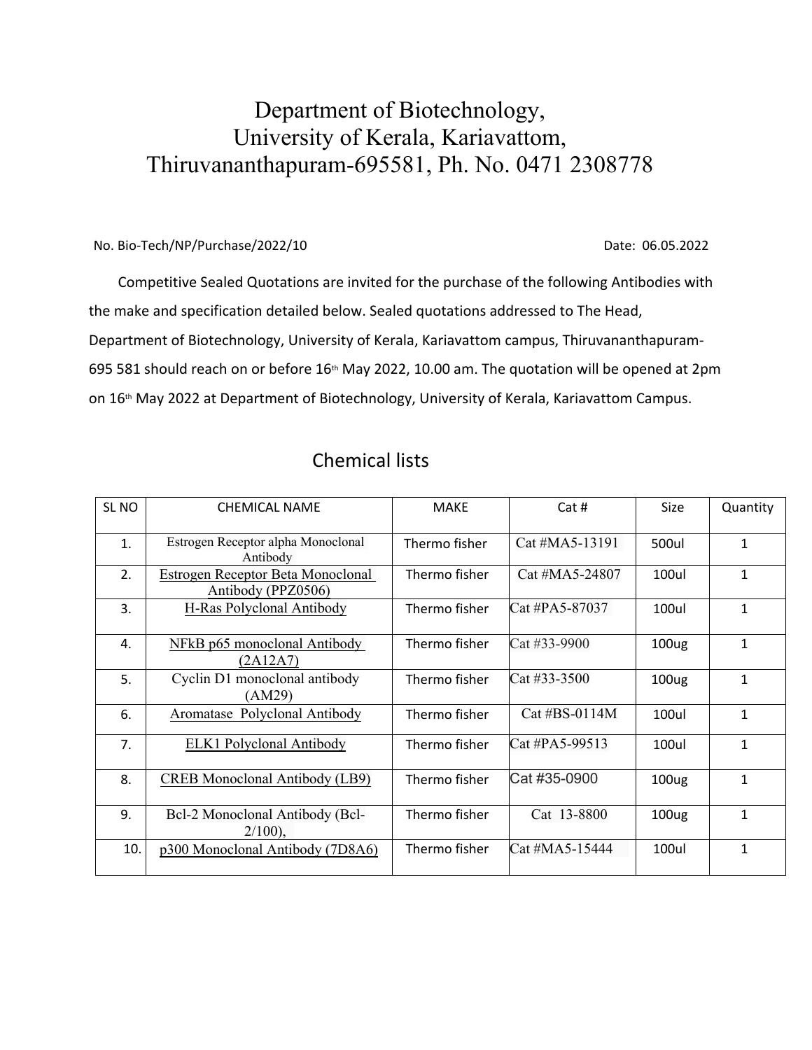# Department of Biotechnology, University of Kerala, Kariavattom, Thiruvananthapuram-695581, Ph. No. 0471 2308778

No. Bio-Tech/NP/Purchase/2022/10 Date: 06.05.2022

Competitive Sealed Quotations are invited for the purchase of the following Antibodies with the make and specification detailed below. Sealed quotations addressed to The Head, Department of Biotechnology, University of Kerala, Kariavattom campus, Thiruvananthapuram-695 581 should reach on or before 16th May 2022, 10.00 am. The quotation will be opened at 2pm on 16th May 2022 at Department of Biotechnology, University of Kerala, Kariavattom Campus.

## Chemical lists

| SL NO | CHEMICAL NAME | MAKE | Cat # | Size | Quantity |
|---|---|---|---|---|---|
| 1. | Estrogen Receptor alpha Monoclonal Antibody | Thermo fisher | Cat #MA5-13191 | 500ul | 1 |
| 2. | Estrogen Receptor Beta Monoclonal Antibody (PPZ0506) | Thermo fisher | Cat #MA5-24807 | 100ul | 1 |
| 3. | H-Ras Polyclonal Antibody | Thermo fisher | Cat #PA5-87037 | 100ul | 1 |
| 4. | NFkB p65 monoclonal Antibody (2A12A7) | Thermo fisher | Cat #33-9900 | 100ug | 1 |
| 5. | Cyclin D1 monoclonal antibody (AM29) | Thermo fisher | Cat #33-3500 | 100ug | 1 |
| 6. | Aromatase Polyclonal Antibody | Thermo fisher | Cat #BS-0114M | 100ul | 1 |
| 7. | ELK1 Polyclonal Antibody | Thermo fisher | Cat #PA5-99513 | 100ul | 1 |
| 8. | CREB Monoclonal Antibody (LB9) | Thermo fisher | Cat #35-0900 | 100ug | 1 |
| 9. | Bcl-2 Monoclonal Antibody (Bcl-2/100), | Thermo fisher | Cat 13-8800 | 100ug | 1 |
| 10. | p300 Monoclonal Antibody (7D8A6) | Thermo fisher | Cat #MA5-15444 | 100ul | 1 |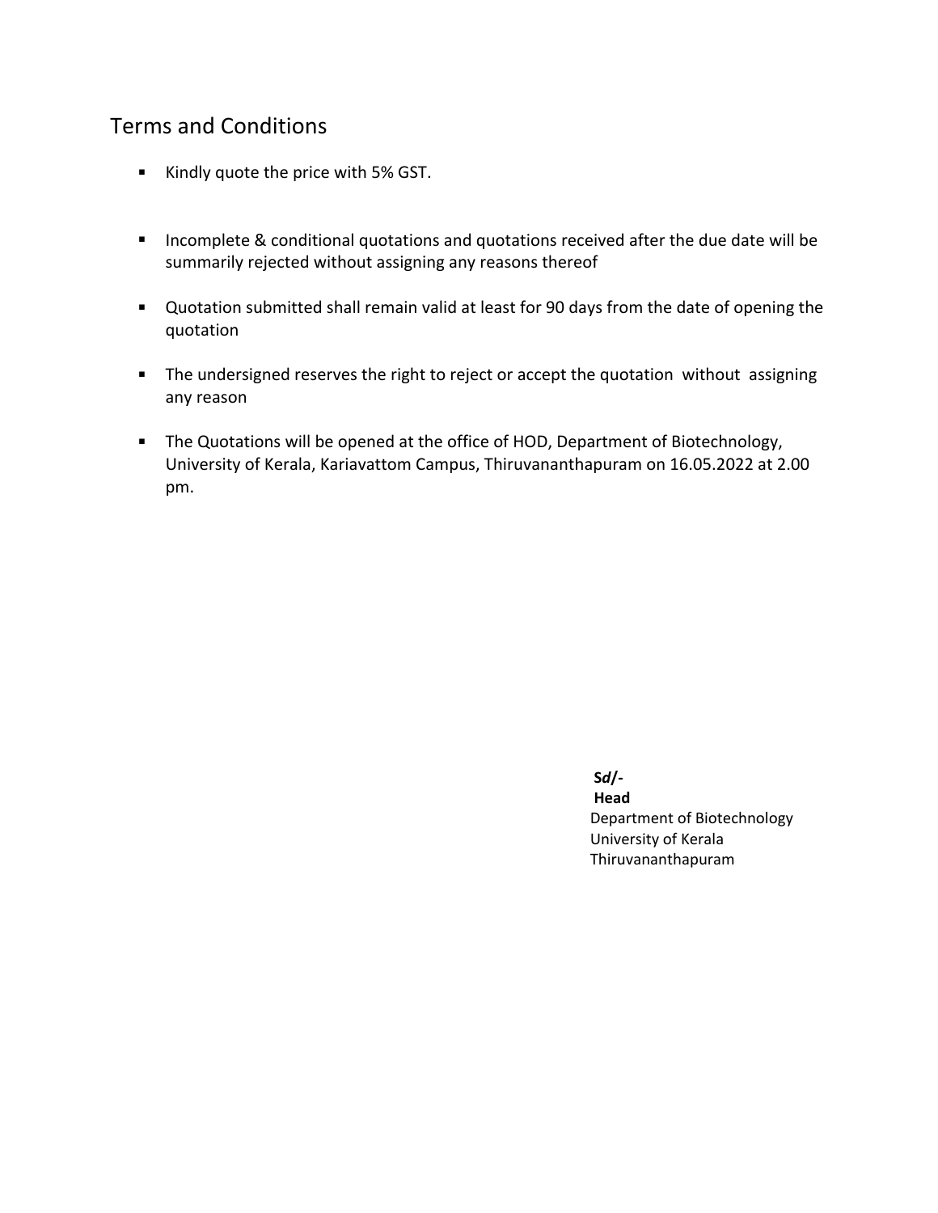## Terms and Conditions

- Kindly quote the price with 5% GST.

- Incomplete & conditional quotations and quotations received after the due date will be summarily rejected without assigning any reasons thereof

- Quotation submitted shall remain valid at least for 90 days from the date of opening the quotation

- The undersigned reserves the right to reject or accept the quotation without assigning any reason

- The Quotations will be opened at the office of HOD, Department of Biotechnology, University of Kerala, Kariavattom Campus, Thiruvananthapuram on 16.05.2022 at 2.00 pm.

**Sd/-**
**Head**
Department of Biotechnology
University of Kerala
Thiruvananthapuram